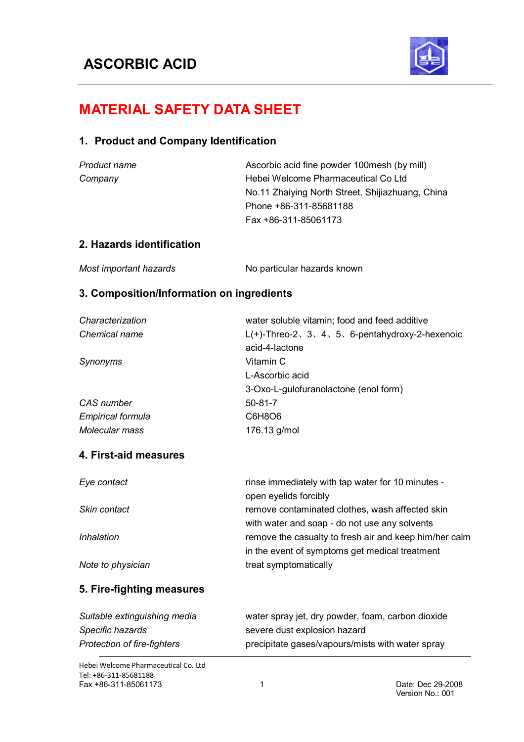# ASCORBIC ACID

## MATERIAL SAFETY DATA SHEET

### 1. Product and Company Identification

| | |
|---|---|
| *Product name* | Ascorbic acid fine powder 100mesh (by mill) |
| *Company* | Hebei Welcome Pharmaceutical Co Ltd<br>No.11 Zhaiying North Street, Shijiazhuang, China<br>Phone +86-311-85681188<br>Fax +86-311-85061173 |

### 2. Hazards identification

| | |
|---|---|
| *Most important hazards* | No particular hazards known |

### 3. Composition/Information on ingredients

| | |
|---|---|
| *Characterization* | water soluble vitamin; food and feed additive |
| *Chemical name* | L(+)-Threo-2、3、4、5、6-pentahydroxy-2-hexenoic acid-4-lactone |
| *Synonyms* | Vitamin C<br>L-Ascorbic acid<br>3-Oxo-L-gulofuranolactone (enol form) |
| *CAS number* | 50-81-7 |
| *Empirical formula* | $C_6H_8O_6$ |
| *Molecular mass* | 176.13 g/mol |

### 4. First-aid measures

| | |
|---|---|
| *Eye contact* | rinse immediately with tap water for 10 minutes - open eyelids forcibly |
| *Skin contact* | remove contaminated clothes, wash affected skin with water and soap - do not use any solvents |
| *Inhalation* | remove the casualty to fresh air and keep him/her calm in the event of symptoms get medical treatment |
| *Note to physician* | treat symptomatically |

### 5. Fire-fighting measures

| | |
|---|---|
| *Suitable extinguishing media* | water spray jet, dry powder, foam, carbon dioxide |
| *Specific hazards* | severe dust explosion hazard |
| *Protection of fire-fighters* | precipitate gases/vapours/mists with water spray |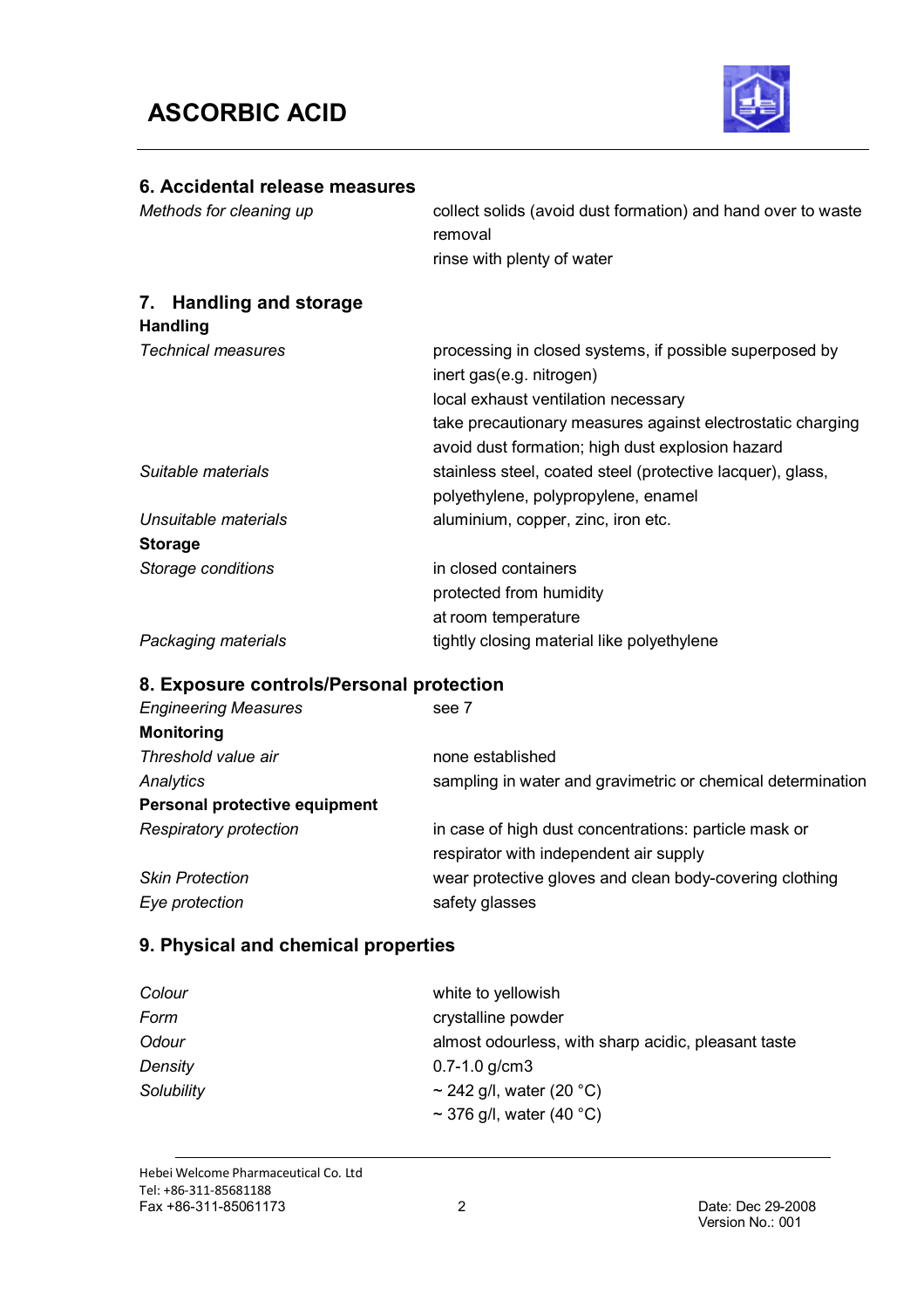# ASCORBIC ACID

## 6. Accidental release measures

| | |
|---|---|
| *Methods for cleaning up* | collect solids (avoid dust formation) and hand over to waste removal<br>rinse with plenty of water |

## 7. Handling and storage

**Handling**

| | |
|---|---|
| *Technical measures* | processing in closed systems, if possible superposed by inert gas(e.g. nitrogen)<br>local exhaust ventilation necessary<br>take precautionary measures against electrostatic charging<br>avoid dust formation; high dust explosion hazard |
| *Suitable materials* | stainless steel, coated steel (protective lacquer), glass, polyethylene, polypropylene, enamel |
| *Unsuitable materials* | aluminium, copper, zinc, iron etc. |

**Storage**

| | |
|---|---|
| *Storage conditions* | in closed containers<br>protected from humidity<br>at room temperature |
| *Packaging materials* | tightly closing material like polyethylene |

## 8. Exposure controls/Personal protection

| | |
|---|---|
| *Engineering Measures* | see 7 |

**Monitoring**

| | |
|---|---|
| *Threshold value air* | none established |
| *Analytics* | sampling in water and gravimetric or chemical determination |

**Personal protective equipment**

| | |
|---|---|
| *Respiratory protection* | in case of high dust concentrations: particle mask or respirator with independent air supply |
| *Skin Protection* | wear protective gloves and clean body-covering clothing |
| *Eye protection* | safety glasses |

## 9. Physical and chemical properties

| | |
|---|---|
| *Colour* | white to yellowish |
| *Form* | crystalline powder |
| *Odour* | almost odourless, with sharp acidic, pleasant taste |
| *Density* | 0.7-1.0 g/cm3 |
| *Solubility* | ~ 242 g/l, water (20 °C)<br>~ 376 g/l, water (40 °C) |

Hebei Welcome Pharmaceutical Co. Ltd
Tel: +86-311-85681188
Fax +86-311-85061173

Date: Dec 29-2008
Version No.: 001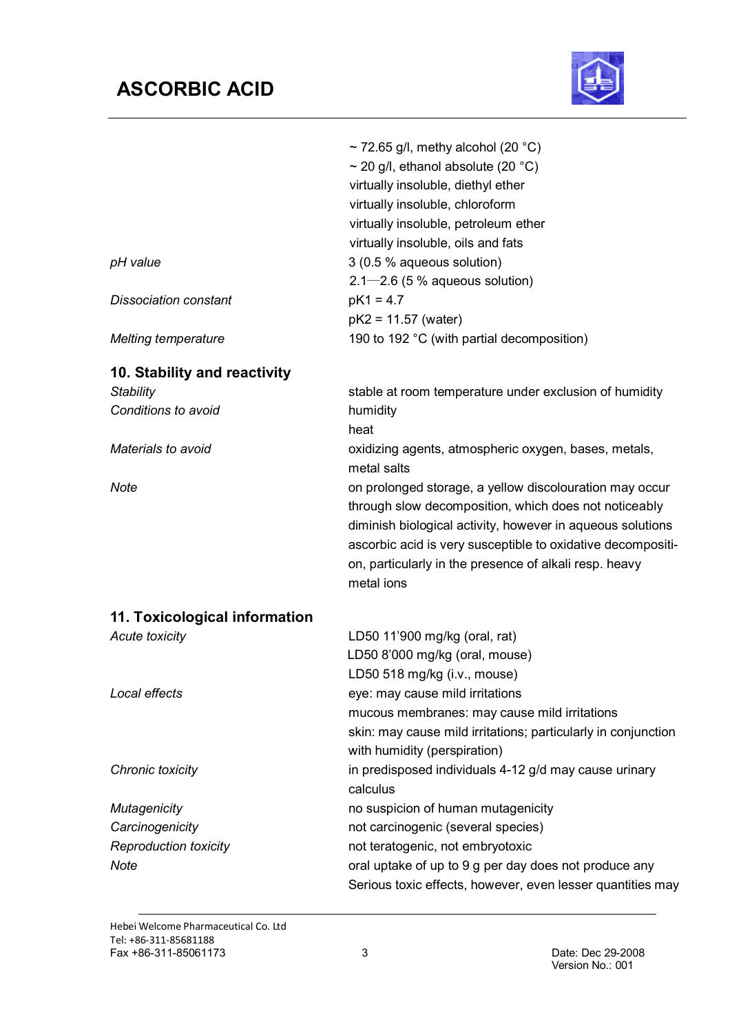| | |
|---|---|
| | ~ 72.65 g/l, methy alcohol (20 °C) |
| | ~ 20 g/l, ethanol absolute (20 °C) |
| | virtually insoluble, diethyl ether |
| | virtually insoluble, chloroform |
| | virtually insoluble, petroleum ether |
| | virtually insoluble, oils and fats |
| *pH value* | 3 (0.5 % aqueous solution) |
| | 2.1—2.6 (5 % aqueous solution) |
| *Dissociation constant* | pK1 = 4.7 |
| | pK2 = 11.57 (water) |
| *Melting temperature* | 190 to 192 °C (with partial decomposition) |

## 10. Stability and reactivity

| | |
|---|---|
| *Stability* | stable at room temperature under exclusion of humidity |
| *Conditions to avoid* | humidity |
| | heat |
| *Materials to avoid* | oxidizing agents, atmospheric oxygen, bases, metals, metal salts |
| *Note* | on prolonged storage, a yellow discolouration may occur through slow decomposition, which does not noticeably diminish biological activity, however in aqueous solutions ascorbic acid is very susceptible to oxidative decomposition, particularly in the presence of alkali resp. heavy metal ions |

## 11. Toxicological information

| | |
|---|---|
| *Acute toxicity* | LD50 11'900 mg/kg (oral, rat) |
| | LD50 8'000 mg/kg (oral, mouse) |
| | LD50 518 mg/kg (i.v., mouse) |
| *Local effects* | eye: may cause mild irritations |
| | mucous membranes: may cause mild irritations |
| | skin: may cause mild irritations; particularly in conjunction with humidity (perspiration) |
| *Chronic toxicity* | in predisposed individuals 4-12 g/d may cause urinary calculus |
| *Mutagenicity* | no suspicion of human mutagenicity |
| *Carcinogenicity* | not carcinogenic (several species) |
| *Reproduction toxicity* | not teratogenic, not embryotoxic |
| *Note* | oral uptake of up to 9 g per day does not produce any Serious toxic effects, however, even lesser quantities may |

Hebei Welcome Pharmaceutical Co. Ltd
Tel: +86-311-85681188
Fax +86-311-85061173

Date: Dec 29-2008
Version No.: 001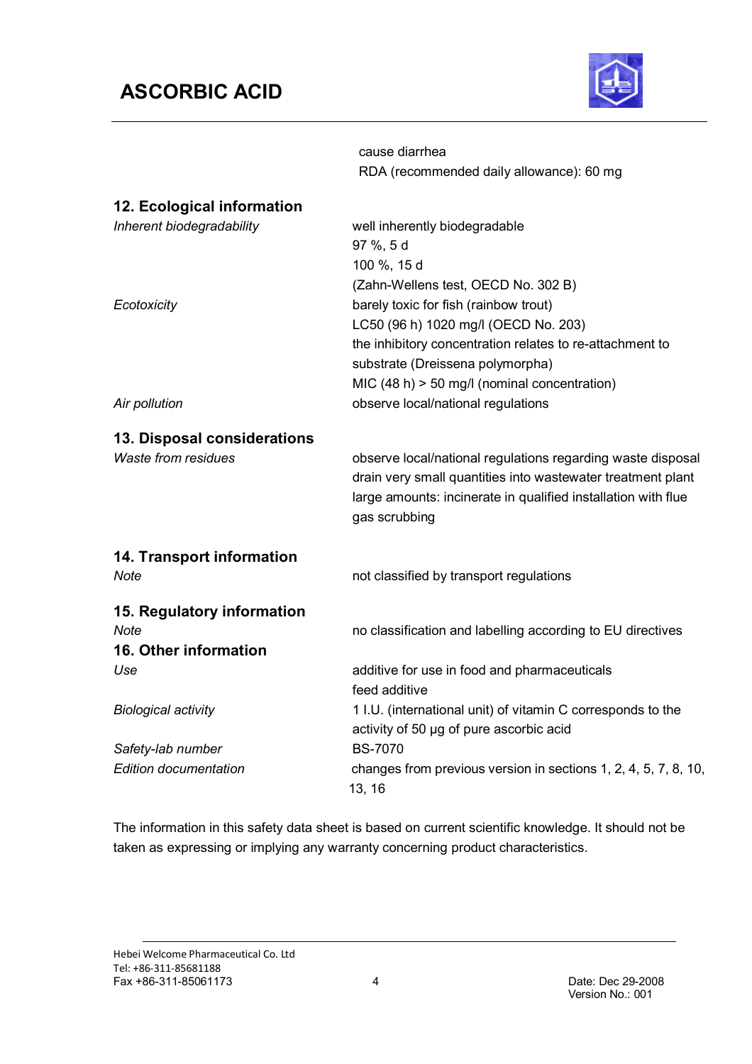cause diarrhea
RDA (recommended daily allowance): 60 mg

## 12. Ecological information

| | |
|---|---|
| *Inherent biodegradability* | well inherently biodegradable<br>97 %, 5 d<br>100 %, 15 d<br>(Zahn-Wellens test, OECD No. 302 B) |
| *Ecotoxicity* | barely toxic for fish (rainbow trout)<br>LC50 (96 h) 1020 mg/l (OECD No. 203)<br>the inhibitory concentration relates to re-attachment to substrate (Dreissena polymorpha)<br>MIC (48 h) > 50 mg/l (nominal concentration) |
| *Air pollution* | observe local/national regulations |

## 13. Disposal considerations

| | |
|---|---|
| *Waste from residues* | observe local/national regulations regarding waste disposal<br>drain very small quantities into wastewater treatment plant<br>large amounts: incinerate in qualified installation with flue gas scrubbing |

## 14. Transport information

| | |
|---|---|
| *Note* | not classified by transport regulations |

## 15. Regulatory information

| | |
|---|---|
| *Note* | no classification and labelling according to EU directives |

## 16. Other information

| | |
|---|---|
| *Use* | additive for use in food and pharmaceuticals<br>feed additive |
| *Biological activity* | 1 I.U. (international unit) of vitamin C corresponds to the activity of 50 µg of pure ascorbic acid |
| *Safety-lab number* | BS-7070 |
| *Edition documentation* | changes from previous version in sections 1, 2, 4, 5, 7, 8, 10, 13, 16 |

The information in this safety data sheet is based on current scientific knowledge. It should not be taken as expressing or implying any warranty concerning product characteristics.

Hebei Welcome Pharmaceutical Co. Ltd
Tel: +86-311-85681188
Fax +86-311-85061173

Date: Dec 29-2008
Version No.: 001